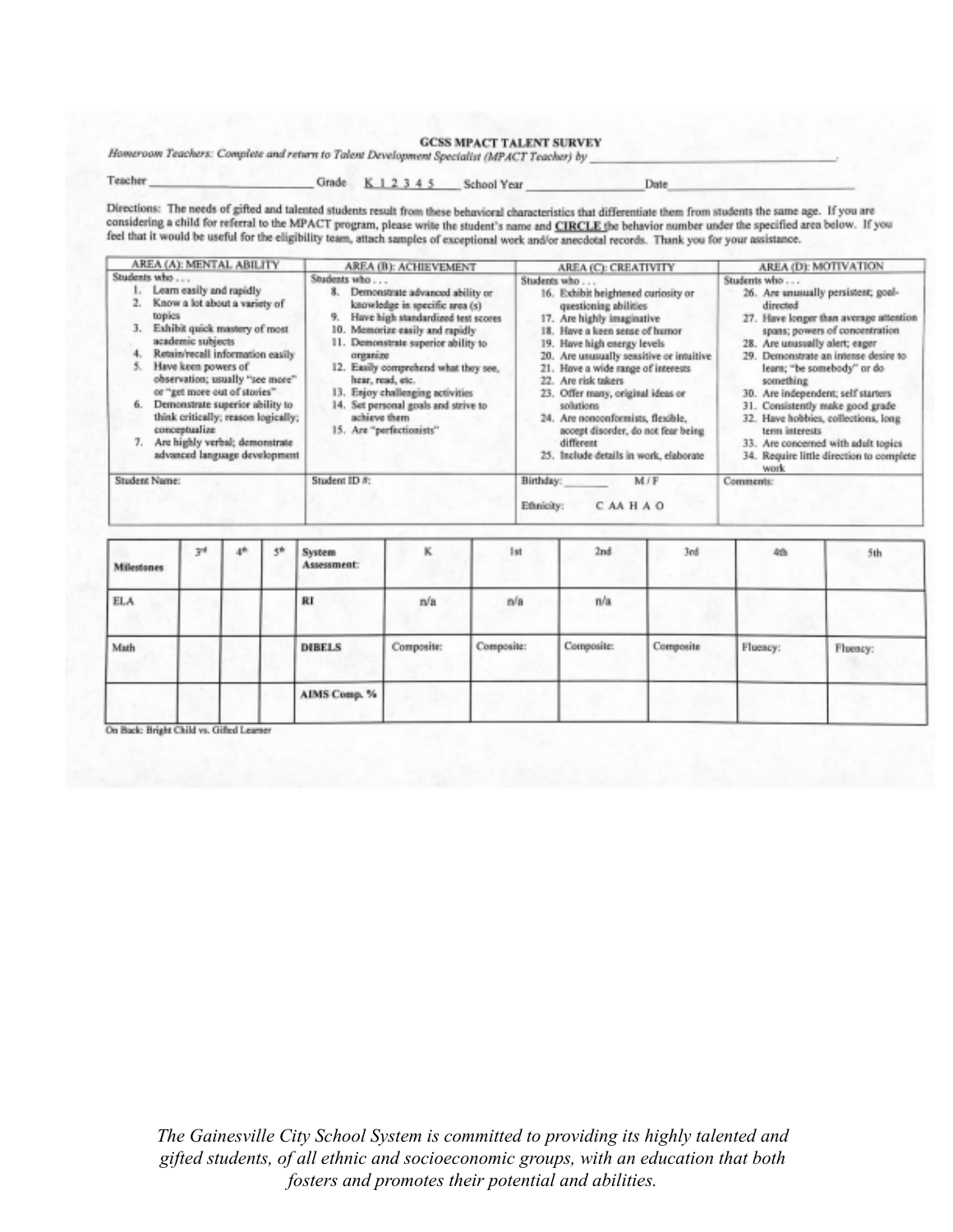# GCSS MPACT TALENT SURVEY

*Homeroom Teachers: Complete and return to Talent Development Specialist (MPACT Teacher) by* ______________________.

Teacher ______________________ Grade K 1 2 3 4 5 School Year ________________ Date ________________

Directions: The needs of gifted and talented students result from these behavioral characteristics that differentiate them from students the same age. If you are considering a child for referral to the MPACT program, please write the student's name and **CIRCLE** the behavior number under the specified area below. If you feel that it would be useful for the eligibility team, attach samples of exceptional work and/or anecdotal records. Thank you for your assistance.

| AREA (A): MENTAL ABILITY | AREA (B): ACHIEVEMENT | AREA (C): CREATIVITY | AREA (D): MOTIVATION |
|---|---|---|---|
| Students who . . .<br>1. Learn easily and rapidly<br>2. Know a lot about a variety of topics<br>3. Exhibit quick mastery of most academic subjects<br>4. Retain/recall information easily<br>5. Have keen powers of observation; usually "see more" or "get more out of stories"<br>6. Demonstrate superior ability to think critically; reason logically; conceptualize<br>7. Are highly verbal; demonstrate advanced language development | Students who . . .<br>8. Demonstrate advanced ability or knowledge in specific area (s)<br>9. Have high standardized test scores<br>10. Memorize easily and rapidly<br>11. Demonstrate superior ability to organize<br>12. Easily comprehend what they see, hear, read, etc.<br>13. Enjoy challenging activities<br>14. Set personal goals and strive to achieve them<br>15. Are "perfectionists" | Students who . . .<br>16. Exhibit heightened curiosity or questioning abilities<br>17. Are highly imaginative<br>18. Have a keen sense of humor<br>19. Have high energy levels<br>20. Are unusually sensitive or intuitive<br>21. Have a wide range of interests<br>22. Are risk takers<br>23. Offer many, original ideas or solutions<br>24. Are nonconformists, flexible, accept disorder, do not fear being different<br>25. Include details in work, elaborate | Students who . . .<br>26. Are unusually persistent; goal-directed<br>27. Have longer than average attention spans; powers of concentration<br>28. Are unusually alert; eager<br>29. Demonstrate an intense desire to learn; "be somebody" or do something<br>30. Are independent; self starters<br>31. Consistently make good grade<br>32. Have hobbies, collections, long term interests<br>33. Are concerned with adult topics<br>34. Require little direction to complete work |
| Student Name: | Student ID #: | Birthday: ________ M / F<br><br>Ethnicity: C AA H A O | Comments: |

| Milestones | 3rd | 4th | 5th | System Assessment: | K | 1st | 2nd | 3rd | 4th | 5th |
|---|---|---|---|---|---|---|---|---|---|---|
| ELA | | | | RI | n/a | n/a | n/a | | | |
| Math | | | | DIBELS | Composite: | Composite: | Composite: | Composite | Fluency: | Fluency: |
| | | | | AIMS Comp. % | | | | | | |

On Back: Bright Child vs. Gifted Learner

*The Gainesville City School System is committed to providing its highly talented and gifted students, of all ethnic and socioeconomic groups, with an education that both fosters and promotes their potential and abilities.*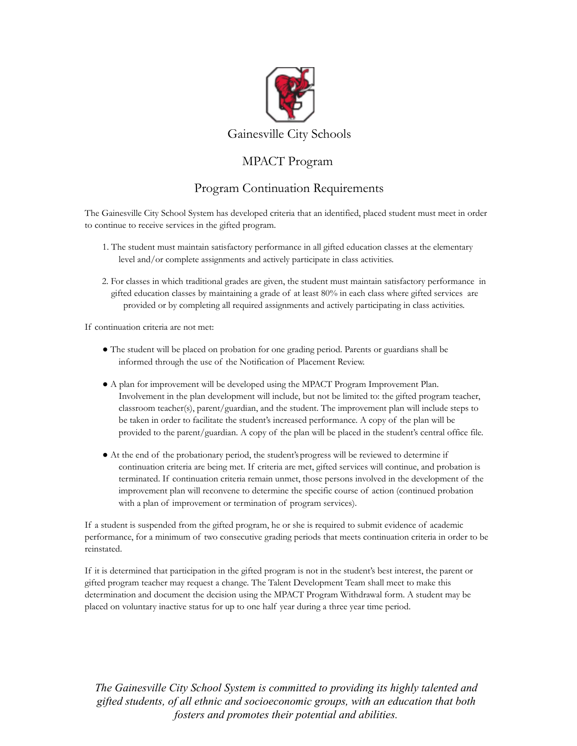# Gainesville City Schools

## MPACT Program

## Program Continuation Requirements

The Gainesville City School System has developed criteria that an identified, placed student must meet in order to continue to receive services in the gifted program.

1. The student must maintain satisfactory performance in all gifted education classes at the elementary level and/or complete assignments and actively participate in class activities.

2. For classes in which traditional grades are given, the student must maintain satisfactory performance in gifted education classes by maintaining a grade of at least 80% in each class where gifted services are provided or by completing all required assignments and actively participating in class activities.

If continuation criteria are not met:

- The student will be placed on probation for one grading period. Parents or guardians shall be informed through the use of the Notification of Placement Review.

- A plan for improvement will be developed using the MPACT Program Improvement Plan. Involvement in the plan development will include, but not be limited to: the gifted program teacher, classroom teacher(s), parent/guardian, and the student. The improvement plan will include steps to be taken in order to facilitate the student's increased performance. A copy of the plan will be provided to the parent/guardian. A copy of the plan will be placed in the student's central office file.

- At the end of the probationary period, the student's progress will be reviewed to determine if continuation criteria are being met. If criteria are met, gifted services will continue, and probation is terminated. If continuation criteria remain unmet, those persons involved in the development of the improvement plan will reconvene to determine the specific course of action (continued probation with a plan of improvement or termination of program services).

If a student is suspended from the gifted program, he or she is required to submit evidence of academic performance, for a minimum of two consecutive grading periods that meets continuation criteria in order to be reinstated.

If it is determined that participation in the gifted program is not in the student's best interest, the parent or gifted program teacher may request a change. The Talent Development Team shall meet to make this determination and document the decision using the MPACT Program Withdrawal form. A student may be placed on voluntary inactive status for up to one half year during a three year time period.

*The Gainesville City School System is committed to providing its highly talented and gifted students, of all ethnic and socioeconomic groups, with an education that both fosters and promotes their potential and abilities.*